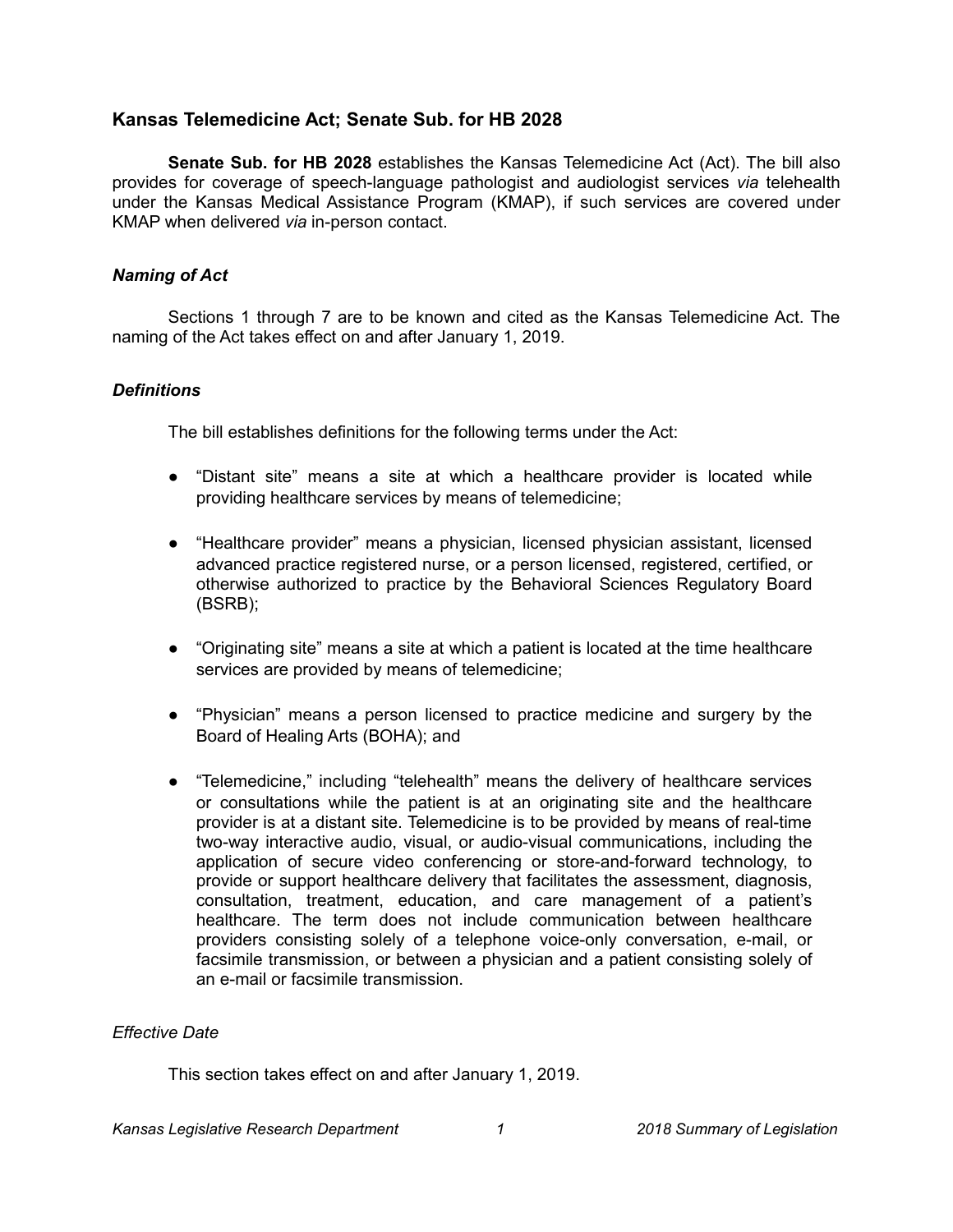## Kansas Telemedicine Act; Senate Sub. for HB 2028

**Senate Sub. for HB 2028** establishes the Kansas Telemedicine Act (Act). The bill also provides for coverage of speech-language pathologist and audiologist services *via* telehealth under the Kansas Medical Assistance Program (KMAP), if such services are covered under KMAP when delivered *via* in-person contact.

### *Naming of Act*

Sections 1 through 7 are to be known and cited as the Kansas Telemedicine Act. The naming of the Act takes effect on and after January 1, 2019.

### *Definitions*

The bill establishes definitions for the following terms under the Act:

- "Distant site" means a site at which a healthcare provider is located while providing healthcare services by means of telemedicine;
- "Healthcare provider" means a physician, licensed physician assistant, licensed advanced practice registered nurse, or a person licensed, registered, certified, or otherwise authorized to practice by the Behavioral Sciences Regulatory Board (BSRB);
- "Originating site" means a site at which a patient is located at the time healthcare services are provided by means of telemedicine;
- "Physician" means a person licensed to practice medicine and surgery by the Board of Healing Arts (BOHA); and
- "Telemedicine," including "telehealth" means the delivery of healthcare services or consultations while the patient is at an originating site and the healthcare provider is at a distant site. Telemedicine is to be provided by means of real-time two-way interactive audio, visual, or audio-visual communications, including the application of secure video conferencing or store-and-forward technology, to provide or support healthcare delivery that facilitates the assessment, diagnosis, consultation, treatment, education, and care management of a patient's healthcare. The term does not include communication between healthcare providers consisting solely of a telephone voice-only conversation, e-mail, or facsimile transmission, or between a physician and a patient consisting solely of an e-mail or facsimile transmission.

#### *Effective Date*

This section takes effect on and after January 1, 2019.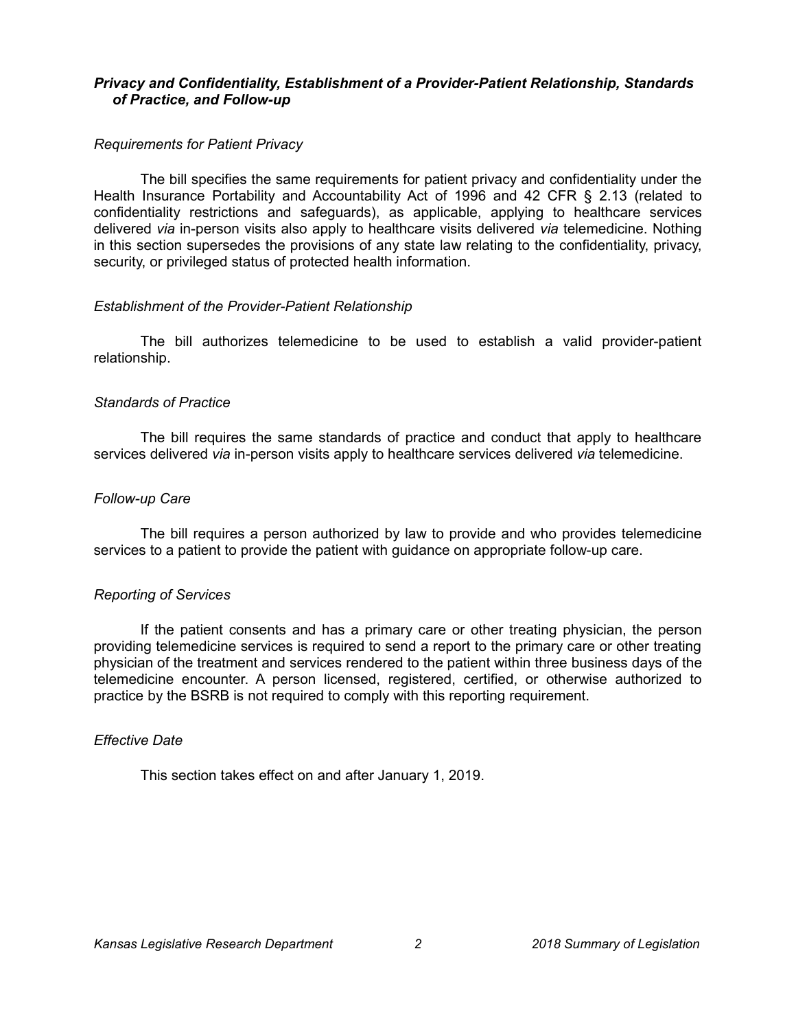### *Privacy and Confidentiality, Establishment of a Provider-Patient Relationship, Standards of Practice, and Follow-up*

*Requirements for Patient Privacy*

The bill specifies the same requirements for patient privacy and confidentiality under the Health Insurance Portability and Accountability Act of 1996 and 42 CFR § 2.13 (related to confidentiality restrictions and safeguards), as applicable, applying to healthcare services delivered *via* in-person visits also apply to healthcare visits delivered *via* telemedicine. Nothing in this section supersedes the provisions of any state law relating to the confidentiality, privacy, security, or privileged status of protected health information.

*Establishment of the Provider-Patient Relationship*

The bill authorizes telemedicine to be used to establish a valid provider-patient relationship.

*Standards of Practice*

The bill requires the same standards of practice and conduct that apply to healthcare services delivered *via* in-person visits apply to healthcare services delivered *via* telemedicine.

*Follow-up Care*

The bill requires a person authorized by law to provide and who provides telemedicine services to a patient to provide the patient with guidance on appropriate follow-up care.

*Reporting of Services*

If the patient consents and has a primary care or other treating physician, the person providing telemedicine services is required to send a report to the primary care or other treating physician of the treatment and services rendered to the patient within three business days of the telemedicine encounter. A person licensed, registered, certified, or otherwise authorized to practice by the BSRB is not required to comply with this reporting requirement.

*Effective Date*

This section takes effect on and after January 1, 2019.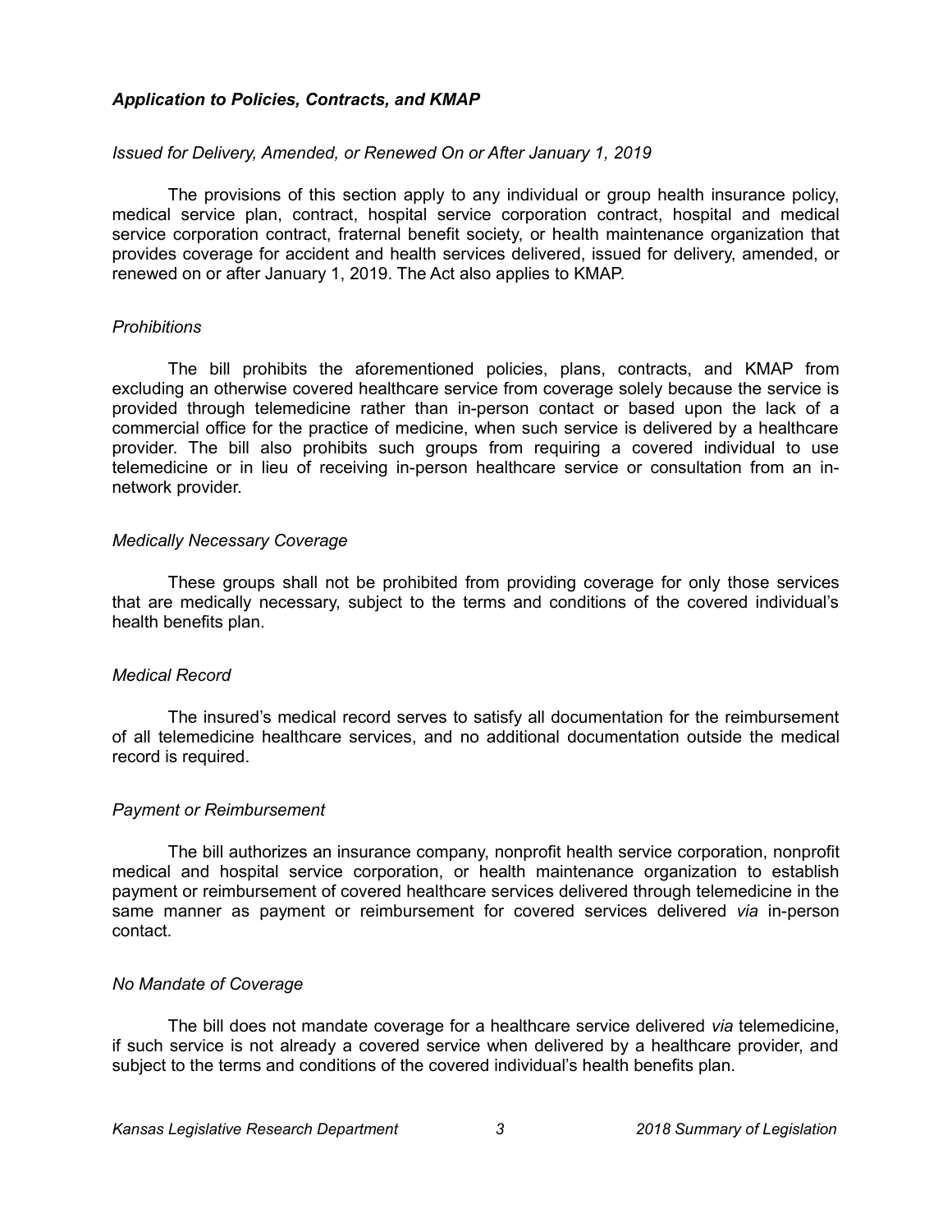### *Application to Policies, Contracts, and KMAP*

*Issued for Delivery, Amended, or Renewed On or After January 1, 2019*

The provisions of this section apply to any individual or group health insurance policy, medical service plan, contract, hospital service corporation contract, hospital and medical service corporation contract, fraternal benefit society, or health maintenance organization that provides coverage for accident and health services delivered, issued for delivery, amended, or renewed on or after January 1, 2019. The Act also applies to KMAP.

*Prohibitions*

The bill prohibits the aforementioned policies, plans, contracts, and KMAP from excluding an otherwise covered healthcare service from coverage solely because the service is provided through telemedicine rather than in-person contact or based upon the lack of a commercial office for the practice of medicine, when such service is delivered by a healthcare provider. The bill also prohibits such groups from requiring a covered individual to use telemedicine or in lieu of receiving in-person healthcare service or consultation from an in-network provider.

*Medically Necessary Coverage*

These groups shall not be prohibited from providing coverage for only those services that are medically necessary, subject to the terms and conditions of the covered individual's health benefits plan.

*Medical Record*

The insured's medical record serves to satisfy all documentation for the reimbursement of all telemedicine healthcare services, and no additional documentation outside the medical record is required.

*Payment or Reimbursement*

The bill authorizes an insurance company, nonprofit health service corporation, nonprofit medical and hospital service corporation, or health maintenance organization to establish payment or reimbursement of covered healthcare services delivered through telemedicine in the same manner as payment or reimbursement for covered services delivered *via* in-person contact.

*No Mandate of Coverage*

The bill does not mandate coverage for a healthcare service delivered *via* telemedicine, if such service is not already a covered service when delivered by a healthcare provider, and subject to the terms and conditions of the covered individual's health benefits plan.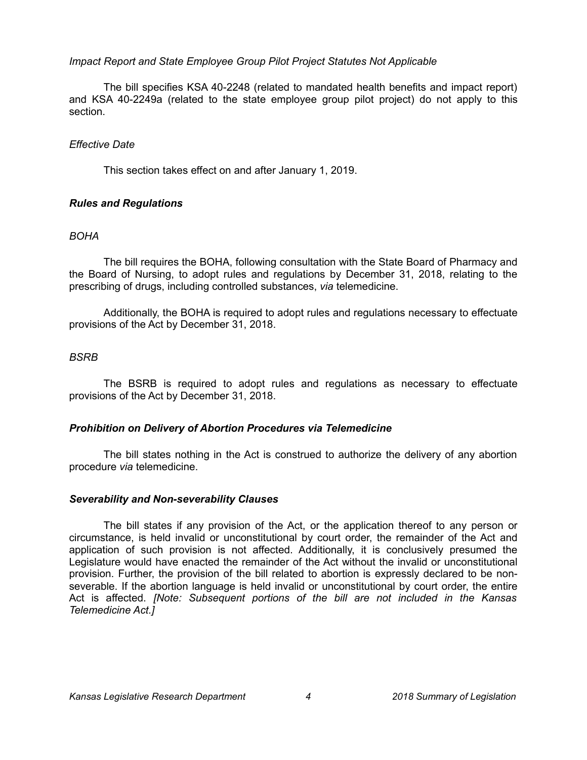*Impact Report and State Employee Group Pilot Project Statutes Not Applicable*

The bill specifies KSA 40-2248 (related to mandated health benefits and impact report) and KSA 40-2249a (related to the state employee group pilot project) do not apply to this section.

*Effective Date*

This section takes effect on and after January 1, 2019.

### ***Rules and Regulations***

*BOHA*

The bill requires the BOHA, following consultation with the State Board of Pharmacy and the Board of Nursing, to adopt rules and regulations by December 31, 2018, relating to the prescribing of drugs, including controlled substances, *via* telemedicine.

Additionally, the BOHA is required to adopt rules and regulations necessary to effectuate provisions of the Act by December 31, 2018.

*BSRB*

The BSRB is required to adopt rules and regulations as necessary to effectuate provisions of the Act by December 31, 2018.

### ***Prohibition on Delivery of Abortion Procedures via Telemedicine***

The bill states nothing in the Act is construed to authorize the delivery of any abortion procedure *via* telemedicine.

### ***Severability and Non-severability Clauses***

The bill states if any provision of the Act, or the application thereof to any person or circumstance, is held invalid or unconstitutional by court order, the remainder of the Act and application of such provision is not affected. Additionally, it is conclusively presumed the Legislature would have enacted the remainder of the Act without the invalid or unconstitutional provision. Further, the provision of the bill related to abortion is expressly declared to be non-severable. If the abortion language is held invalid or unconstitutional by court order, the entire Act is affected. *[Note: Subsequent portions of the bill are not included in the Kansas Telemedicine Act.]*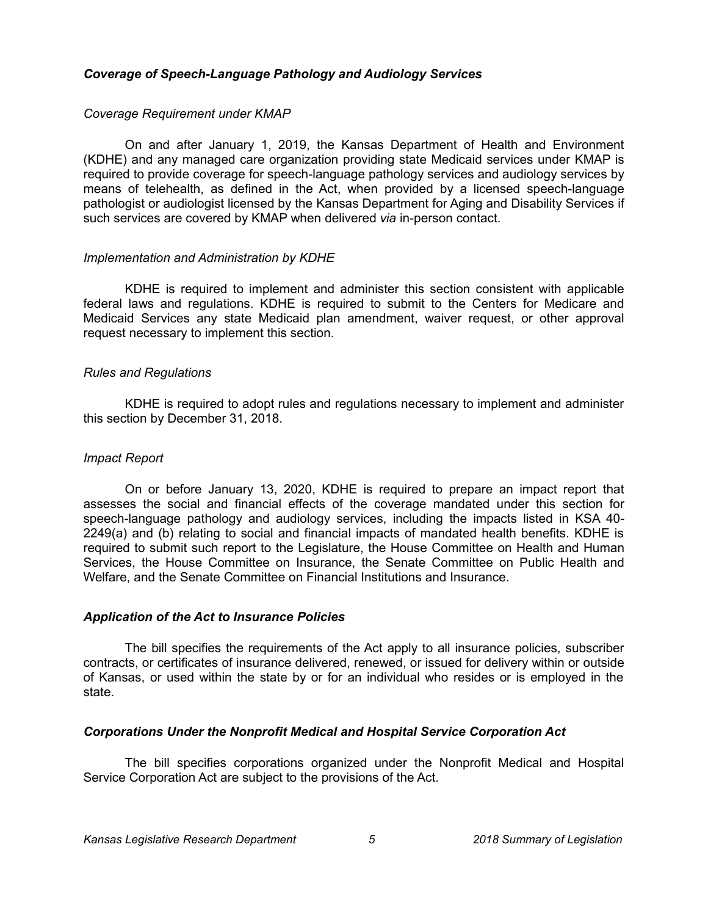### ***Coverage of Speech-Language Pathology and Audiology Services***

#### *Coverage Requirement under KMAP*

On and after January 1, 2019, the Kansas Department of Health and Environment (KDHE) and any managed care organization providing state Medicaid services under KMAP is required to provide coverage for speech-language pathology services and audiology services by means of telehealth, as defined in the Act, when provided by a licensed speech-language pathologist or audiologist licensed by the Kansas Department for Aging and Disability Services if such services are covered by KMAP when delivered *via* in-person contact.

#### *Implementation and Administration by KDHE*

KDHE is required to implement and administer this section consistent with applicable federal laws and regulations. KDHE is required to submit to the Centers for Medicare and Medicaid Services any state Medicaid plan amendment, waiver request, or other approval request necessary to implement this section.

#### *Rules and Regulations*

KDHE is required to adopt rules and regulations necessary to implement and administer this section by December 31, 2018.

#### *Impact Report*

On or before January 13, 2020, KDHE is required to prepare an impact report that assesses the social and financial effects of the coverage mandated under this section for speech-language pathology and audiology services, including the impacts listed in KSA 40-2249(a) and (b) relating to social and financial impacts of mandated health benefits. KDHE is required to submit such report to the Legislature, the House Committee on Health and Human Services, the House Committee on Insurance, the Senate Committee on Public Health and Welfare, and the Senate Committee on Financial Institutions and Insurance.

### ***Application of the Act to Insurance Policies***

The bill specifies the requirements of the Act apply to all insurance policies, subscriber contracts, or certificates of insurance delivered, renewed, or issued for delivery within or outside of Kansas, or used within the state by or for an individual who resides or is employed in the state.

### ***Corporations Under the Nonprofit Medical and Hospital Service Corporation Act***

The bill specifies corporations organized under the Nonprofit Medical and Hospital Service Corporation Act are subject to the provisions of the Act.